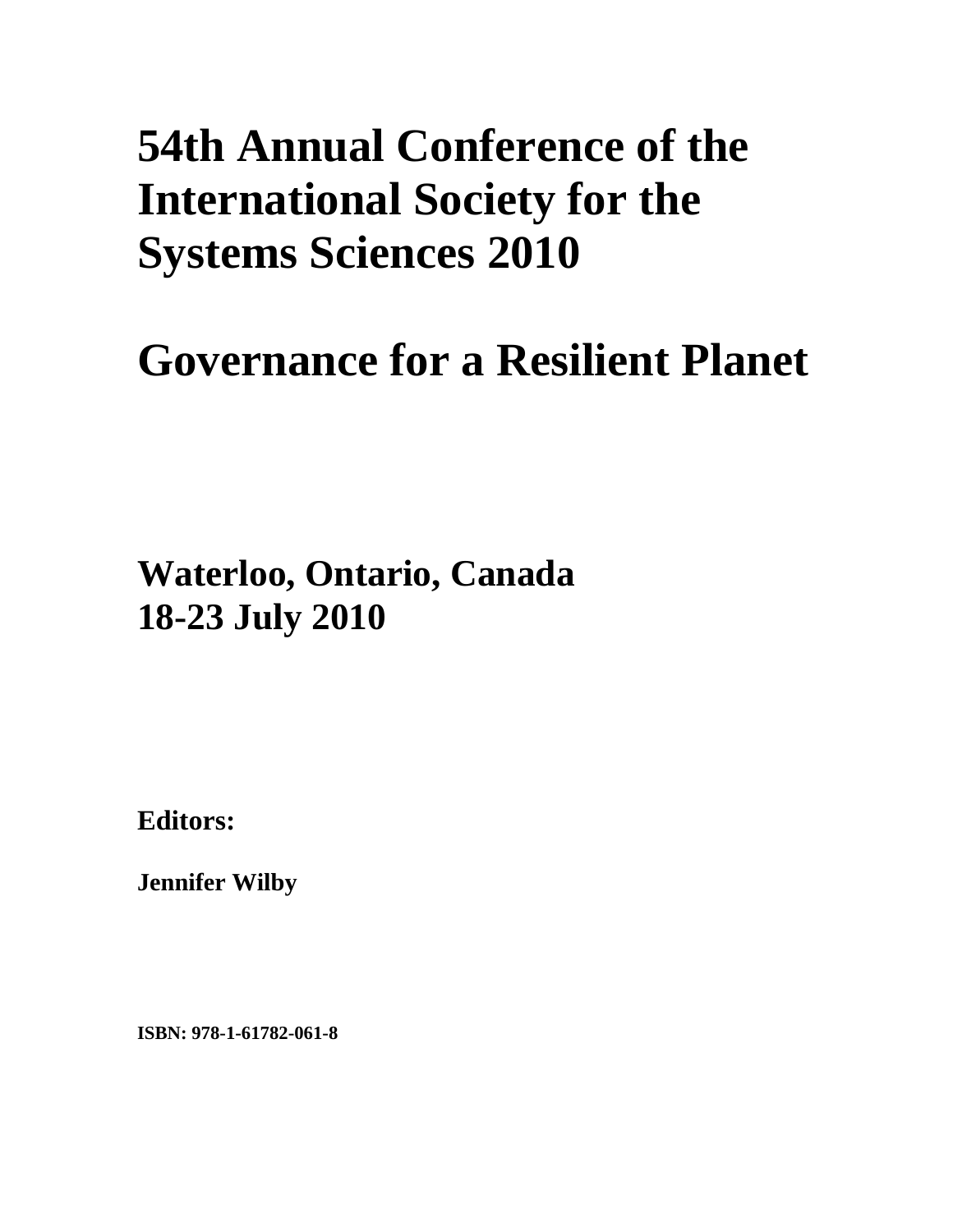# 54th Annual Conference of the International Society for the Systems Sciences 2010

# Governance for a Resilient Planet

## Waterloo, Ontario, Canada
## 18-23 July 2010

**Editors:**

**Jennifer Wilby**

**ISBN: 978-1-61782-061-8**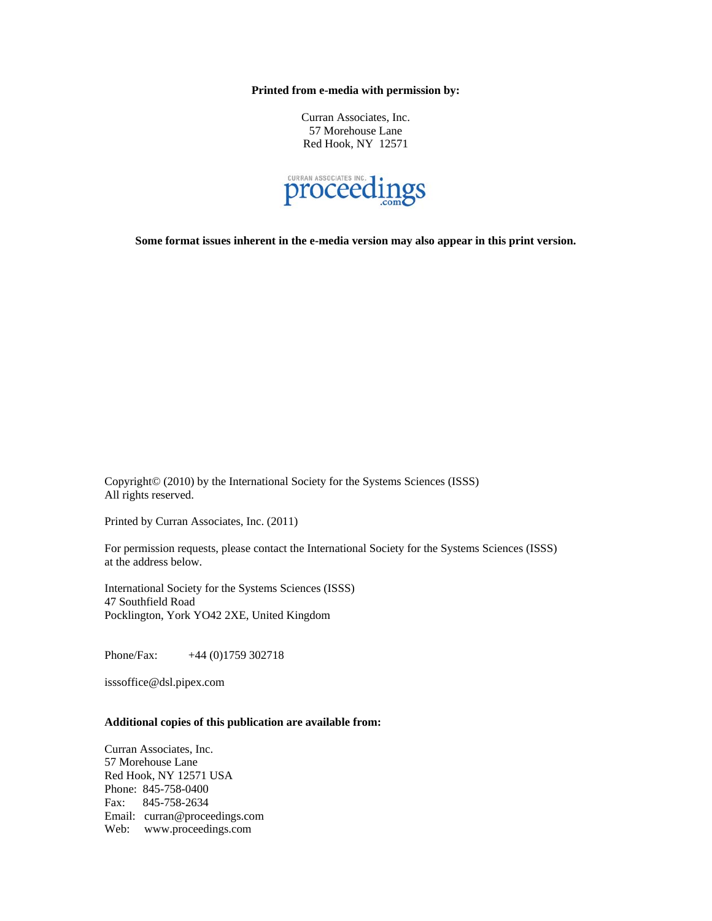**Printed from e-media with permission by:**

Curran Associates, Inc.
57 Morehouse Lane
Red Hook, NY 12571

CURRAN ASSOCIATES INC. proceedings.com

**Some format issues inherent in the e-media version may also appear in this print version.**

Copyright© (2010) by the International Society for the Systems Sciences (ISSS)
All rights reserved.

Printed by Curran Associates, Inc. (2011)

For permission requests, please contact the International Society for the Systems Sciences (ISSS) at the address below.

International Society for the Systems Sciences (ISSS)
47 Southfield Road
Pocklington, York YO42 2XE, United Kingdom

Phone/Fax: +44 (0)1759 302718

isssoffice@dsl.pipex.com

**Additional copies of this publication are available from:**

Curran Associates, Inc.
57 Morehouse Lane
Red Hook, NY 12571 USA
Phone: 845-758-0400
Fax: 845-758-2634
Email: curran@proceedings.com
Web: www.proceedings.com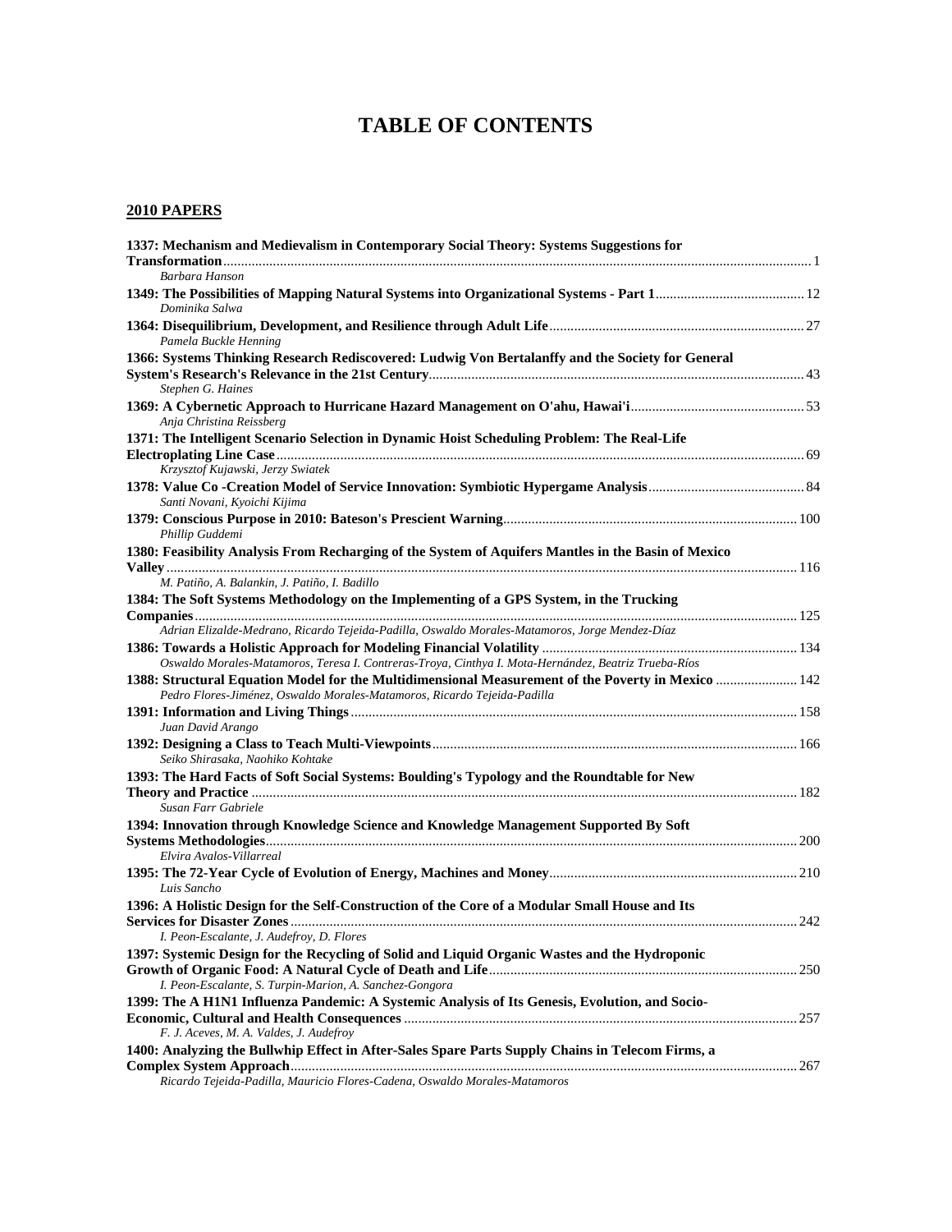# TABLE OF CONTENTS

## 2010 PAPERS

**1337: Mechanism and Medievalism in Contemporary Social Theory: Systems Suggestions for Transformation** ........ 1
*Barbara Hanson*

**1349: The Possibilities of Mapping Natural Systems into Organizational Systems - Part 1** ........ 12
*Dominika Salwa*

**1364: Disequilibrium, Development, and Resilience through Adult Life** ........ 27
*Pamela Buckle Henning*

**1366: Systems Thinking Research Rediscovered: Ludwig Von Bertalanffy and the Society for General System's Research's Relevance in the 21st Century** ........ 43
*Stephen G. Haines*

**1369: A Cybernetic Approach to Hurricane Hazard Management on O'ahu, Hawai'i** ........ 53
*Anja Christina Reissberg*

**1371: The Intelligent Scenario Selection in Dynamic Hoist Scheduling Problem: The Real-Life Electroplating Line Case** ........ 69
*Krzysztof Kujawski, Jerzy Swiatek*

**1378: Value Co -Creation Model of Service Innovation: Symbiotic Hypergame Analysis** ........ 84
*Santi Novani, Kyoichi Kijima*

**1379: Conscious Purpose in 2010: Bateson's Prescient Warning** ........ 100
*Phillip Guddemi*

**1380: Feasibility Analysis From Recharging of the System of Aquifers Mantles in the Basin of Mexico Valley** ........ 116
*M. Patiño, A. Balankin, J. Patiño, I. Badillo*

**1384: The Soft Systems Methodology on the Implementing of a GPS System, in the Trucking Companies** ........ 125
*Adrian Elizalde-Medrano, Ricardo Tejeida-Padilla, Oswaldo Morales-Matamoros, Jorge Mendez-Díaz*

**1386: Towards a Holistic Approach for Modeling Financial Volatility** ........ 134
*Oswaldo Morales-Matamoros, Teresa I. Contreras-Troya, Cinthya I. Mota-Hernández, Beatriz Trueba-Ríos*

**1388: Structural Equation Model for the Multidimensional Measurement of the Poverty in Mexico** ........ 142
*Pedro Flores-Jiménez, Oswaldo Morales-Matamoros, Ricardo Tejeida-Padilla*

**1391: Information and Living Things** ........ 158
*Juan David Arango*

**1392: Designing a Class to Teach Multi-Viewpoints** ........ 166
*Seiko Shirasaka, Naohiko Kohtake*

**1393: The Hard Facts of Soft Social Systems: Boulding's Typology and the Roundtable for New Theory and Practice** ........ 182
*Susan Farr Gabriele*

**1394: Innovation through Knowledge Science and Knowledge Management Supported By Soft Systems Methodologies** ........ 200
*Elvira Avalos-Villarreal*

**1395: The 72-Year Cycle of Evolution of Energy, Machines and Money** ........ 210
*Luis Sancho*

**1396: A Holistic Design for the Self-Construction of the Core of a Modular Small House and Its Services for Disaster Zones** ........ 242
*I. Peon-Escalante, J. Audefroy, D. Flores*

**1397: Systemic Design for the Recycling of Solid and Liquid Organic Wastes and the Hydroponic Growth of Organic Food: A Natural Cycle of Death and Life** ........ 250
*I. Peon-Escalante, S. Turpin-Marion, A. Sanchez-Gongora*

**1399: The A H1N1 Influenza Pandemic: A Systemic Analysis of Its Genesis, Evolution, and Socio-Economic, Cultural and Health Consequences** ........ 257
*F. J. Aceves, M. A. Valdes, J. Audefroy*

**1400: Analyzing the Bullwhip Effect in After-Sales Spare Parts Supply Chains in Telecom Firms, a Complex System Approach** ........ 267
*Ricardo Tejeida-Padilla, Mauricio Flores-Cadena, Oswaldo Morales-Matamoros*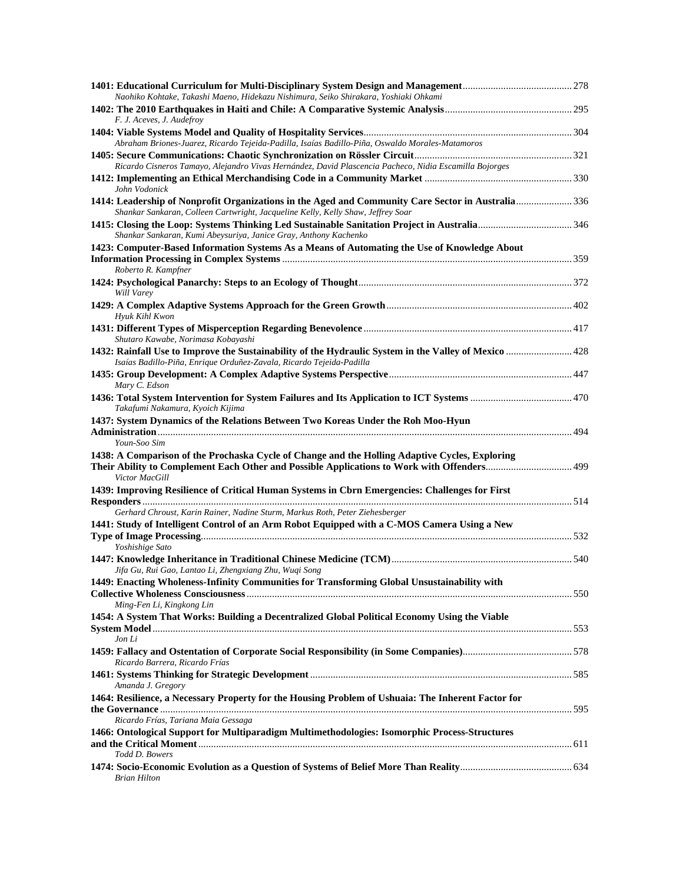**1401: Educational Curriculum for Multi-Disciplinary System Design and Management** ........ 278
*Naohiko Kohtake, Takashi Maeno, Hidekazu Nishimura, Seiko Shirakara, Yoshiaki Ohkami*

**1402: The 2010 Earthquakes in Haiti and Chile: A Comparative Systemic Analysis** ........ 295
*F. J. Aceves, J. Audefroy*

**1404: Viable Systems Model and Quality of Hospitality Services** ........ 304
*Abraham Briones-Juarez, Ricardo Tejeida-Padilla, Isaías Badillo-Piña, Oswaldo Morales-Matamoros*

**1405: Secure Communications: Chaotic Synchronization on Rössler Circuit** ........ 321
*Ricardo Cisneros Tamayo, Alejandro Vivas Hernández, David Plascencia Pacheco, Nidia Escamilla Bojorges*

**1412: Implementing an Ethical Merchandising Code in a Community Market** ........ 330
*John Vodonick*

**1414: Leadership of Nonprofit Organizations in the Aged and Community Care Sector in Australia** ........ 336
*Shankar Sankaran, Colleen Cartwright, Jacqueline Kelly, Kelly Shaw, Jeffrey Soar*

**1415: Closing the Loop: Systems Thinking Led Sustainable Sanitation Project in Australia** ........ 346
*Shankar Sankaran, Kumi Abeysuriya, Janice Gray, Anthony Kachenko*

**1423: Computer-Based Information Systems As a Means of Automating the Use of Knowledge About Information Processing in Complex Systems** ........ 359
*Roberto R. Kampfner*

**1424: Psychological Panarchy: Steps to an Ecology of Thought** ........ 372
*Will Varey*

**1429: A Complex Adaptive Systems Approach for the Green Growth** ........ 402
*Hyuk Kihl Kwon*

**1431: Different Types of Misperception Regarding Benevolence** ........ 417
*Shutaro Kawabe, Norimasa Kobayashi*

**1432: Rainfall Use to Improve the Sustainability of the Hydraulic System in the Valley of Mexico** ........ 428
*Isaías Badillo-Piña, Enrique Orduñez-Zavala, Ricardo Tejeida-Padilla*

**1435: Group Development: A Complex Adaptive Systems Perspective** ........ 447
*Mary C. Edson*

**1436: Total System Intervention for System Failures and Its Application to ICT Systems** ........ 470
*Takafumi Nakamura, Kyoich Kijima*

**1437: System Dynamics of the Relations Between Two Koreas Under the Roh Moo-Hyun Administration** ........ 494
*Youn-Soo Sim*

**1438: A Comparison of the Prochaska Cycle of Change and the Holling Adaptive Cycles, Exploring Their Ability to Complement Each Other and Possible Applications to Work with Offenders** ........ 499
*Victor MacGill*

**1439: Improving Resilience of Critical Human Systems in Cbrn Emergencies: Challenges for First Responders** ........ 514
*Gerhard Chroust, Karin Rainer, Nadine Sturm, Markus Roth, Peter Ziehesberger*

**1441: Study of Intelligent Control of an Arm Robot Equipped with a C-MOS Camera Using a New Type of Image Processing** ........ 532
*Yoshishige Sato*

**1447: Knowledge Inheritance in Traditional Chinese Medicine (TCM)** ........ 540
*Jifa Gu, Rui Gao, Lantao Li, Zhengxiang Zhu, Wuqi Song*

**1449: Enacting Wholeness-Infinity Communities for Transforming Global Unsustainability with Collective Wholeness Consciousness** ........ 550
*Ming-Fen Li, Kingkong Lin*

**1454: A System That Works: Building a Decentralized Global Political Economy Using the Viable System Model** ........ 553
*Jon Li*

**1459: Fallacy and Ostentation of Corporate Social Responsibility (in Some Companies)** ........ 578
*Ricardo Barrera, Ricardo Frías*

**1461: Systems Thinking for Strategic Development** ........ 585
*Amanda J. Gregory*

**1464: Resilience, a Necessary Property for the Housing Problem of Ushuaia: The Inherent Factor for the Governance** ........ 595
*Ricardo Frías, Tariana Maia Gessaga*

**1466: Ontological Support for Multiparadigm Multimethodologies: Isomorphic Process-Structures and the Critical Moment** ........ 611
*Todd D. Bowers*

**1474: Socio-Economic Evolution as a Question of Systems of Belief More Than Reality** ........ 634
*Brian Hilton*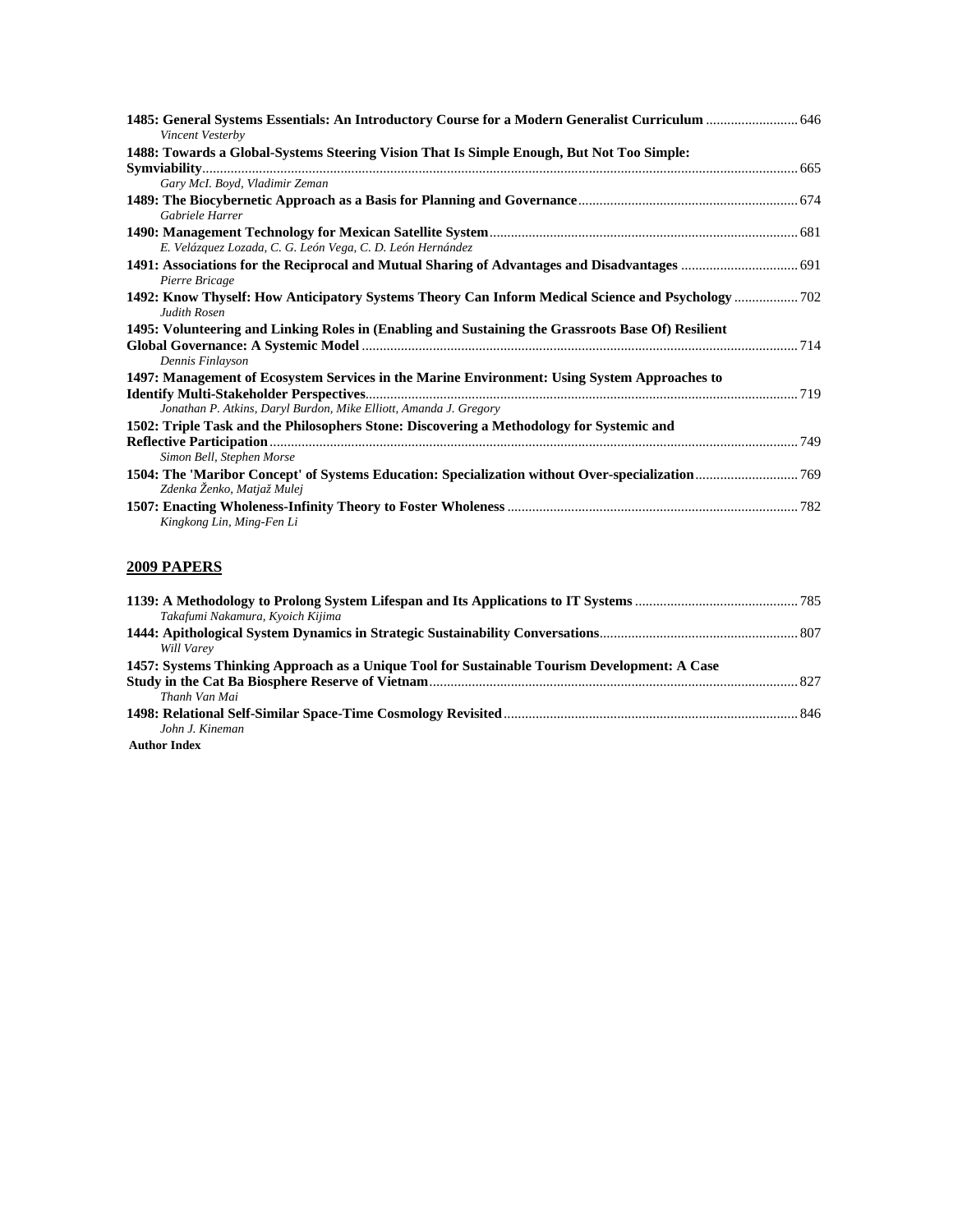**1485: General Systems Essentials: An Introductory Course for a Modern Generalist Curriculum** ........................ 646
*Vincent Vesterby*

**1488: Towards a Global-Systems Steering Vision That Is Simple Enough, But Not Too Simple: Symviability** ........................ 665
*Gary McI. Boyd, Vladimir Zeman*

**1489: The Biocybernetic Approach as a Basis for Planning and Governance** ........................ 674
*Gabriele Harrer*

**1490: Management Technology for Mexican Satellite System** ........................ 681
*E. Velázquez Lozada, C. G. León Vega, C. D. León Hernández*

**1491: Associations for the Reciprocal and Mutual Sharing of Advantages and Disadvantages** ........................ 691
*Pierre Bricage*

**1492: Know Thyself: How Anticipatory Systems Theory Can Inform Medical Science and Psychology** ........................ 702
*Judith Rosen*

**1495: Volunteering and Linking Roles in (Enabling and Sustaining the Grassroots Base Of) Resilient Global Governance: A Systemic Model** ........................ 714
*Dennis Finlayson*

**1497: Management of Ecosystem Services in the Marine Environment: Using System Approaches to Identify Multi-Stakeholder Perspectives** ........................ 719
*Jonathan P. Atkins, Daryl Burdon, Mike Elliott, Amanda J. Gregory*

**1502: Triple Task and the Philosophers Stone: Discovering a Methodology for Systemic and Reflective Participation** ........................ 749
*Simon Bell, Stephen Morse*

**1504: The 'Maribor Concept' of Systems Education: Specialization without Over-specialization** ........................ 769
*Zdenka Ženko, Matjaž Mulej*

**1507: Enacting Wholeness-Infinity Theory to Foster Wholeness** ........................ 782
*Kingkong Lin, Ming-Fen Li*

## 2009 PAPERS

**1139: A Methodology to Prolong System Lifespan and Its Applications to IT Systems** ........................ 785
*Takafumi Nakamura, Kyoich Kijima*

**1444: Apithological System Dynamics in Strategic Sustainability Conversations** ........................ 807
*Will Varey*

**1457: Systems Thinking Approach as a Unique Tool for Sustainable Tourism Development: A Case Study in the Cat Ba Biosphere Reserve of Vietnam** ........................ 827
*Thanh Van Mai*

**1498: Relational Self-Similar Space-Time Cosmology Revisited** ........................ 846
*John J. Kineman*

**Author Index**